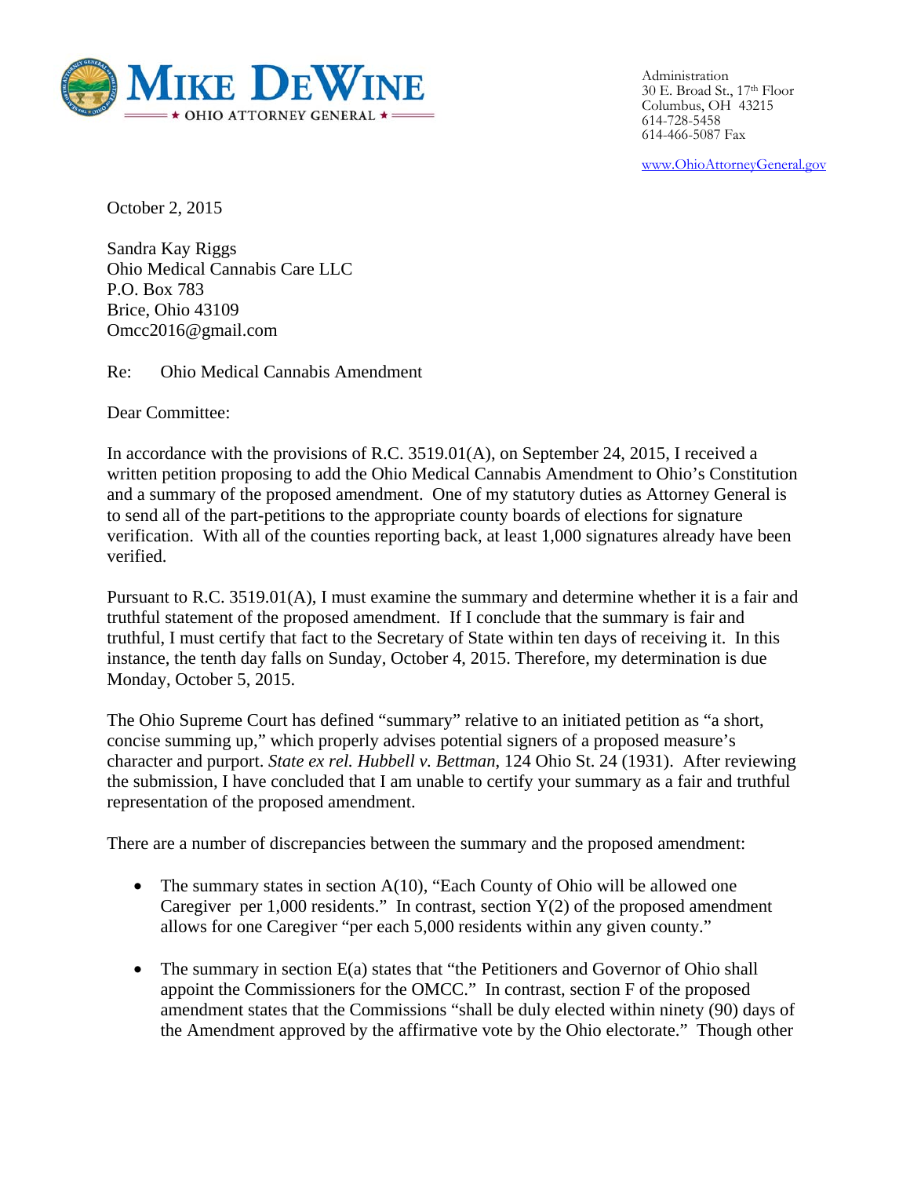**MIKE DEWINE**
★ OHIO ATTORNEY GENERAL ★

Administration
30 E. Broad St., 17th Floor
Columbus, OH 43215
614-728-5458
614-466-5087 Fax

www.OhioAttorneyGeneral.gov

October 2, 2015

Sandra Kay Riggs
Ohio Medical Cannabis Care LLC
P.O. Box 783
Brice, Ohio 43109
Omcc2016@gmail.com

Re: Ohio Medical Cannabis Amendment

Dear Committee:

In accordance with the provisions of R.C. 3519.01(A), on September 24, 2015, I received a written petition proposing to add the Ohio Medical Cannabis Amendment to Ohio's Constitution and a summary of the proposed amendment. One of my statutory duties as Attorney General is to send all of the part-petitions to the appropriate county boards of elections for signature verification. With all of the counties reporting back, at least 1,000 signatures already have been verified.

Pursuant to R.C. 3519.01(A), I must examine the summary and determine whether it is a fair and truthful statement of the proposed amendment. If I conclude that the summary is fair and truthful, I must certify that fact to the Secretary of State within ten days of receiving it. In this instance, the tenth day falls on Sunday, October 4, 2015. Therefore, my determination is due Monday, October 5, 2015.

The Ohio Supreme Court has defined "summary" relative to an initiated petition as "a short, concise summing up," which properly advises potential signers of a proposed measure's character and purport. *State ex rel. Hubbell v. Bettman*, 124 Ohio St. 24 (1931). After reviewing the submission, I have concluded that I am unable to certify your summary as a fair and truthful representation of the proposed amendment.

There are a number of discrepancies between the summary and the proposed amendment:

- The summary states in section A(10), "Each County of Ohio will be allowed one Caregiver per 1,000 residents." In contrast, section Y(2) of the proposed amendment allows for one Caregiver "per each 5,000 residents within any given county."

- The summary in section E(a) states that "the Petitioners and Governor of Ohio shall appoint the Commissioners for the OMCC." In contrast, section F of the proposed amendment states that the Commissions "shall be duly elected within ninety (90) days of the Amendment approved by the affirmative vote by the Ohio electorate." Though other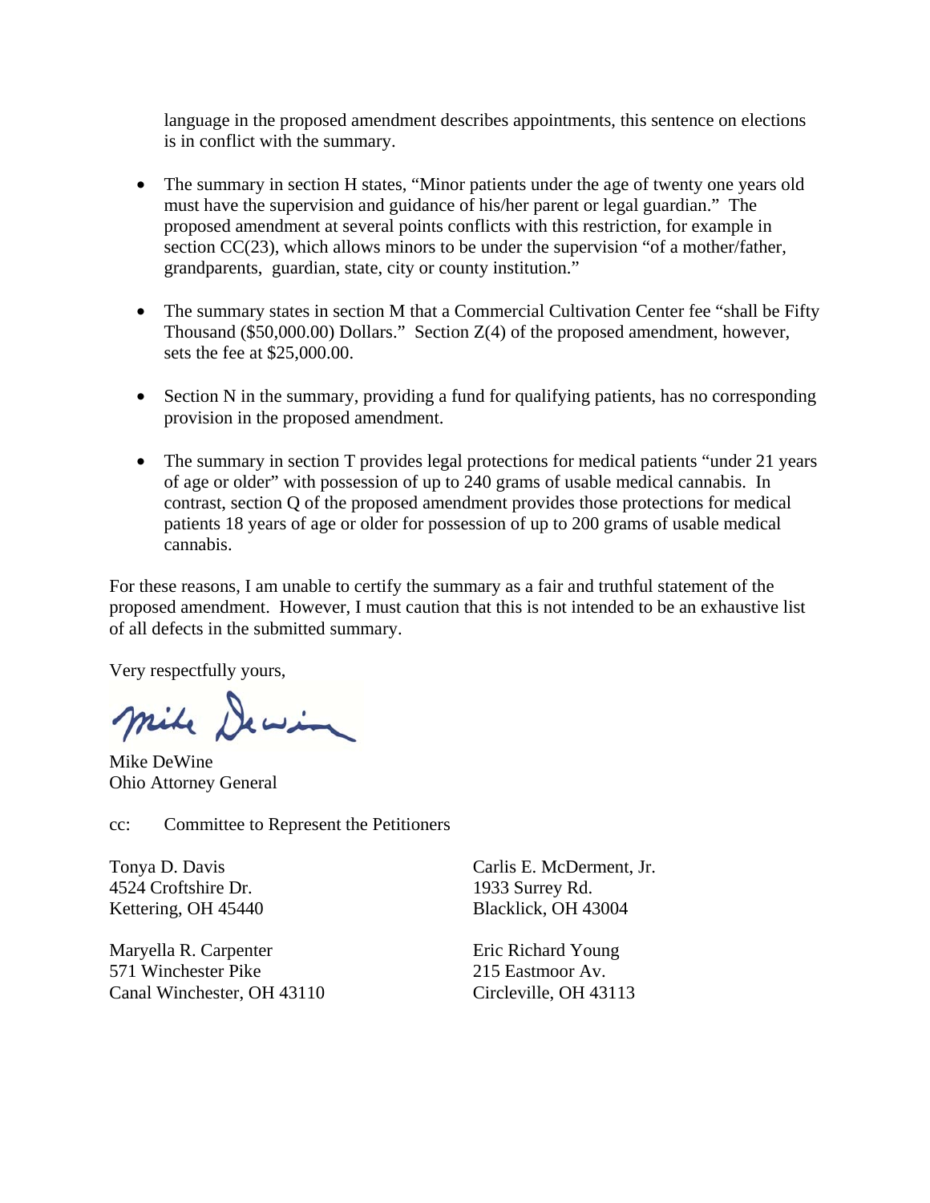language in the proposed amendment describes appointments, this sentence on elections is in conflict with the summary.

- The summary in section H states, "Minor patients under the age of twenty one years old must have the supervision and guidance of his/her parent or legal guardian." The proposed amendment at several points conflicts with this restriction, for example in section CC(23), which allows minors to be under the supervision "of a mother/father, grandparents, guardian, state, city or county institution."

- The summary states in section M that a Commercial Cultivation Center fee "shall be Fifty Thousand ($50,000.00) Dollars." Section Z(4) of the proposed amendment, however, sets the fee at $25,000.00.

- Section N in the summary, providing a fund for qualifying patients, has no corresponding provision in the proposed amendment.

- The summary in section T provides legal protections for medical patients "under 21 years of age or older" with possession of up to 240 grams of usable medical cannabis. In contrast, section Q of the proposed amendment provides those protections for medical patients 18 years of age or older for possession of up to 200 grams of usable medical cannabis.

For these reasons, I am unable to certify the summary as a fair and truthful statement of the proposed amendment. However, I must caution that this is not intended to be an exhaustive list of all defects in the submitted summary.

Very respectfully yours,

Mike DeWine
Ohio Attorney General

cc: Committee to Represent the Petitioners

Tonya D. Davis
4524 Croftshire Dr.
Kettering, OH 45440

Carlis E. McDerment, Jr.
1933 Surrey Rd.
Blacklick, OH 43004

Maryella R. Carpenter
571 Winchester Pike
Canal Winchester, OH 43110

Eric Richard Young
215 Eastmoor Av.
Circleville, OH 43113